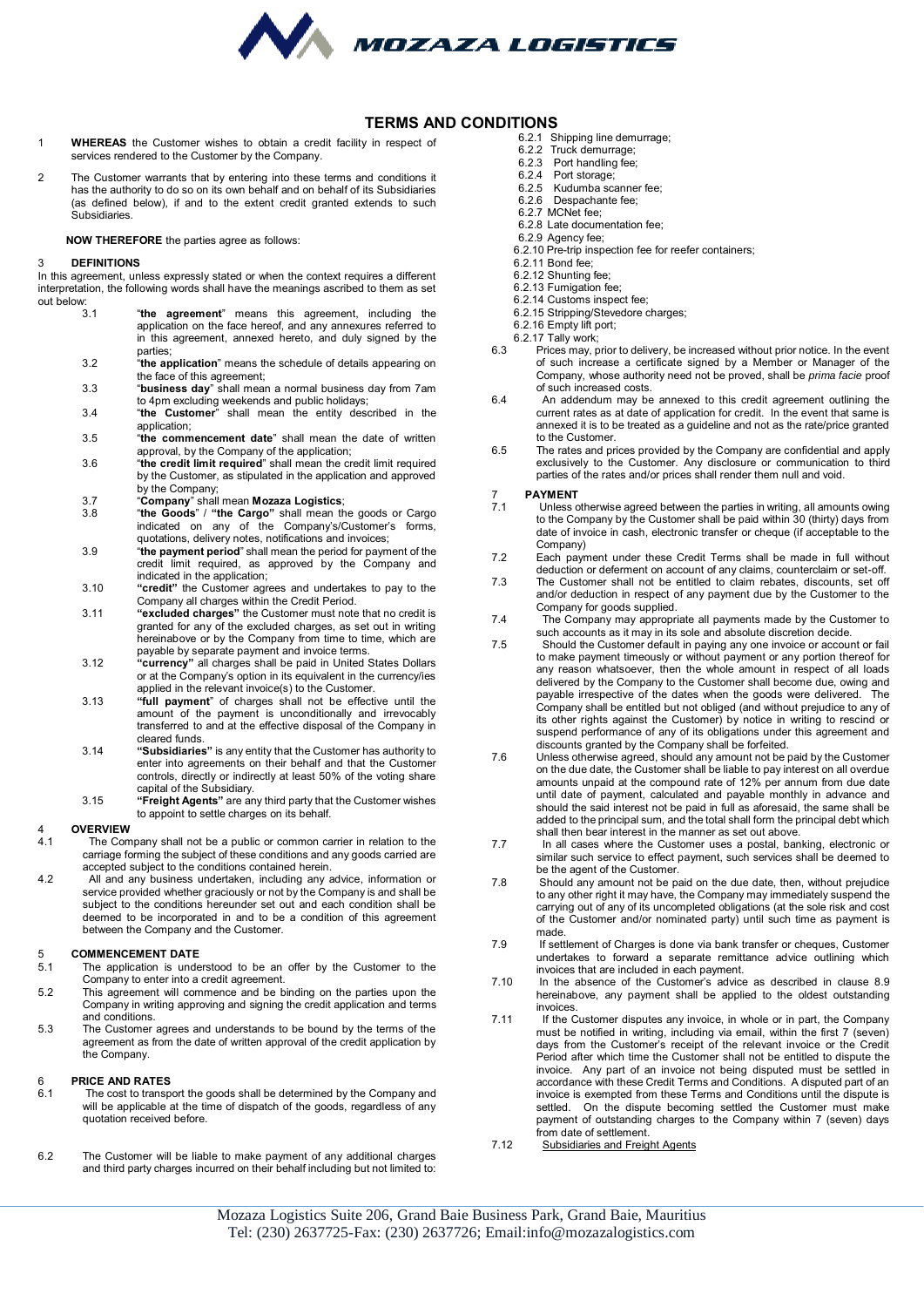# TERMS AND CONDITIONS

1 **WHEREAS** the Customer wishes to obtain a credit facility in respect of services rendered to the Customer by the Company.

2 The Customer warrants that by entering into these terms and conditions it has the authority to do so on its own behalf and on behalf of its Subsidiaries (as defined below), if and to the extent credit granted extends to such Subsidiaries.

**NOW THEREFORE** the parties agree as follows:

## 3 DEFINITIONS

In this agreement, unless expressly stated or when the context requires a different interpretation, the following words shall have the meanings ascribed to them as set out below:

3.1 "**the agreement**" means this agreement, including the application on the face hereof, and any annexures referred to in this agreement, annexed hereto, and duly signed by the parties;

3.2 "**the application**" means the schedule of details appearing on the face of this agreement;

3.3 "**business day**" shall mean a normal business day from 7am to 4pm excluding weekends and public holidays;

3.4 "**the Customer**" shall mean the entity described in the application;

3.5 "**the commencement date**" shall mean the date of written approval, by the Company of the application;

3.6 "**the credit limit required**" shall mean the credit limit required by the Customer, as stipulated in the application and approved by the Company;

3.7 "**Company**" shall mean **Mozaza Logistics**;

3.8 "**the Goods**" / "**the Cargo"** shall mean the goods or Cargo indicated on any of the Company's/Customer's forms, quotations, delivery notes, notifications and invoices;

3.9 "**the payment period**" shall mean the period for payment of the credit limit required, as approved by the Company and indicated in the application;

3.10 **"credit"** the Customer agrees and undertakes to pay to the Company all charges within the Credit Period.

3.11 **"excluded charges"** the Customer must note that no credit is granted for any of the excluded charges, as set out in writing hereinabove or by the Company from time to time, which are payable by separate payment and invoice terms.

3.12 **"currency"** all charges shall be paid in United States Dollars or at the Company's option in its equivalent in the currency/ies applied in the relevant invoice(s) to the Customer.

3.13 **"full payment"** of charges shall not be effective until the amount of the payment is unconditionally and irrevocably transferred to and at the effective disposal of the Company in cleared funds.

3.14 **"Subsidiaries"** is any entity that the Customer has authority to enter into agreements on their behalf and that the Customer controls, directly or indirectly at least 50% of the voting share capital of the Subsidiary.

3.15 **"Freight Agents"** are any third party that the Customer wishes to appoint to settle charges on its behalf.

## 4 OVERVIEW

4.1 The Company shall not be a public or common carrier in relation to the carriage forming the subject of these conditions and any goods carried are accepted subject to the conditions contained herein.

4.2 All and any business undertaken, including any advice, information or service provided whether graciously or not by the Company is and shall be subject to the conditions hereunder set out and each condition shall be deemed to be incorporated in and to be a condition of this agreement between the Company and the Customer.

## 5 COMMENCEMENT DATE

5.1 The application is understood to be an offer by the Customer to the Company to enter into a credit agreement.

5.2 This agreement will commence and be binding on the parties upon the Company in writing approving and signing the credit application and terms and conditions.

5.3 The Customer agrees and understands to be bound by the terms of the agreement as from the date of written approval of the credit application by the Company.

## 6 PRICE AND RATES

6.1 The cost to transport the goods shall be determined by the Company and will be applicable at the time of dispatch of the goods, regardless of any quotation received before.

6.2 The Customer will be liable to make payment of any additional charges and third party charges incurred on their behalf including but not limited to:

6.2.1 Shipping line demurrage;
6.2.2 Truck demurrage;
6.2.3 Port handling fee;
6.2.4 Port storage;
6.2.5 Kudumba scanner fee;
6.2.6 Despachante fee;
6.2.7 MCNet fee;
6.2.8 Late documentation fee;
6.2.9 Agency fee;
6.2.10 Pre-trip inspection fee for reefer containers;
6.2.11 Bond fee;
6.2.12 Shunting fee;
6.2.13 Fumigation fee;
6.2.14 Customs inspect fee;
6.2.15 Stripping/Stevedore charges;
6.2.16 Empty lift port;
6.2.17 Tally work;

6.3 Prices may, prior to delivery, be increased without prior notice. In the event of such increase a certificate signed by a Member or Manager of the Company, whose authority need not be proved, shall be *prima facie* proof of such increased costs.

6.4 An addendum may be annexed to this credit agreement outlining the current rates as at date of application for credit. In the event that same is annexed it is to be treated as a guideline and not as the rate/price granted to the Customer.

6.5 The rates and prices provided by the Company are confidential and apply exclusively to the Customer. Any disclosure or communication to third parties of the rates and/or prices shall render them null and void.

## 7 PAYMENT

7.1 Unless otherwise agreed between the parties in writing, all amounts owing to the Company by the Customer shall be paid within 30 (thirty) days from date of invoice in cash, electronic transfer or cheque (if acceptable to the Company)

7.2 Each payment under these Credit Terms shall be made in full without deduction or deferment on account of any claims, counterclaim or set-off.

7.3 The Customer shall not be entitled to claim rebates, discounts, set off and/or deduction in respect of any payment due by the Customer to the Company for goods supplied.

7.4 The Company may appropriate all payments made by the Customer to such accounts as it may in its sole and absolute discretion decide.

7.5 Should the Customer default in paying any one invoice or account or fail to make payment timeously or without payment or any portion thereof for any reason whatsoever, then the whole amount in respect of all loads delivered by the Company to the Customer shall become due, owing and payable irrespective of the dates when the goods were delivered. The Company shall be entitled but not obliged (and without prejudice to any of its other rights against the Customer) by notice in writing to rescind or suspend performance of any of its obligations under this agreement and discounts granted by the Company shall be forfeited.

7.6 Unless otherwise agreed, should any amount not be paid by the Customer on the due date, the Customer shall be liable to pay interest on all overdue amounts unpaid at the compound rate of 12% per annum from due date until date of payment, calculated and payable monthly in advance and should the said interest not be paid in full as aforesaid, the same shall be added to the principal sum, and the total shall form the principal debt which shall then bear interest in the manner as set out above.

7.7 In all cases where the Customer uses a postal, banking, electronic or similar such service to effect payment, such services shall be deemed to be the agent of the Customer.

7.8 Should any amount not be paid on the due date, then, without prejudice to any other right it may have, the Company may immediately suspend the carrying out of any of its uncompleted obligations (at the sole risk and cost of the Customer and/or nominated party) until such time as payment is made.

7.9 If settlement of Charges is done via bank transfer or cheques, Customer undertakes to forward a separate remittance advice outlining which invoices that are included in each payment.

7.10 In the absence of the Customer's advice as described in clause 8.9 hereinabove, any payment shall be applied to the oldest outstanding invoices.

7.11 If the Customer disputes any invoice, in whole or in part, the Company must be notified in writing, including via email, within the first 7 (seven) days from the Customer's receipt of the relevant invoice or the Credit Period after which time the Customer shall not be entitled to dispute the invoice. Any part of an invoice not being disputed must be settled in accordance with these Credit Terms and Conditions. A disputed part of an invoice is exempted from these Terms and Conditions until the dispute is settled. On the dispute becoming settled the Customer must make payment of outstanding charges to the Company within 7 (seven) days from date of settlement.

7.12 Subsidiaries and Freight Agents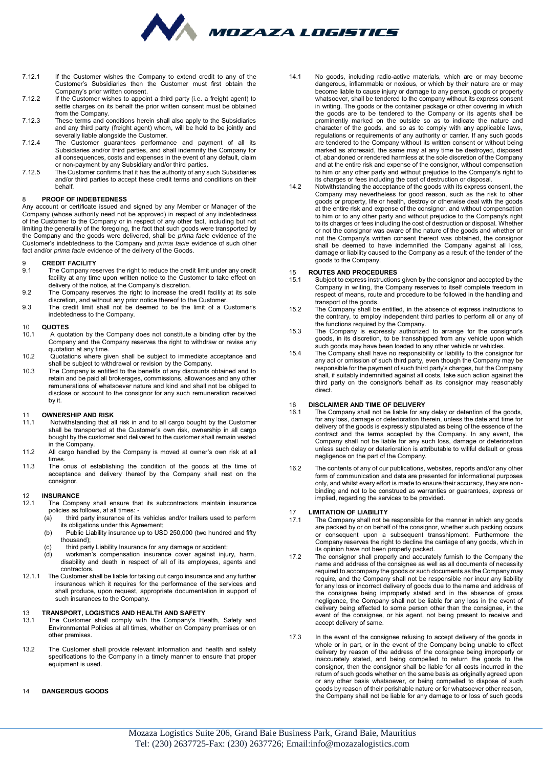7.12.1 If the Customer wishes the Company to extend credit to any of the Customer's Subsidiaries then the Customer must first obtain the Company's prior written consent.

7.12.2 If the Customer wishes to appoint a third party (i.e. a freight agent) to settle charges on its behalf the prior written consent must be obtained from the Company.

7.12.3 These terms and conditions herein shall also apply to the Subsidiaries and any third party (freight agent) whom, will be held to be jointly and severally liable alongside the Customer.

7.12.4 The Customer guarantees performance and payment of all its Subsidiaries and/or third parties, and shall indemnify the Company for all consequences, costs and expenses in the event of any default, claim or non-payment by any Subsidiary and/or third parties.

7.12.5 The Customer confirms that it has the authority of any such Subsidiaries and/or third parties to accept these credit terms and conditions on their behalf.

## 8 PROOF OF INDEBTEDNESS

Any account or certificate issued and signed by any Member or Manager of the Company (whose authority need not be approved) in respect of any indebtedness of the Customer to the Company or in respect of any other fact, including but not limiting the generality of the foregoing, the fact that such goods were transported by the Company and the goods were delivered, shall be *prima facie* evidence of the Customer's indebtedness to the Company and *prima facie* evidence of such other fact and/or *prima facie* evidence of the delivery of the Goods.

## 9 CREDIT FACILITY

9.1 The Company reserves the right to reduce the credit limit under any credit facility at any time upon written notice to the Customer to take effect on delivery of the notice, at the Company's discretion.

9.2 The Company reserves the right to increase the credit facility at its sole discretion, and without any prior notice thereof to the Customer.

9.3 The credit limit shall not be deemed to be the limit of a Customer's indebtedness to the Company.

## 10 QUOTES

10.1 A quotation by the Company does not constitute a binding offer by the Company and the Company reserves the right to withdraw or revise any quotation at any time.

10.2 Quotations where given shall be subject to immediate acceptance and shall be subject to withdrawal or revision by the Company.

10.3 The Company is entitled to the benefits of any discounts obtained and to retain and be paid all brokerages, commissions, allowances and any other remunerations of whatsoever nature and kind and shall not be obliged to disclose or account to the consignor for any such remuneration received by it.

## 11 OWNERSHIP AND RISK

11.1 Notwithstanding that all risk in and to all cargo bought by the Customer shall be transported at the Customer's own risk, ownership in all cargo bought by the customer and delivered to the customer shall remain vested in the Company.

11.2 All cargo handled by the Company is moved at owner's own risk at all times.

11.3 The onus of establishing the condition of the goods at the time of acceptance and delivery thereof by the Company shall rest on the consignor.

## 12 INSURANCE

12.1 The Company shall ensure that its subcontractors maintain insurance policies as follows, at all times: -

(a) third party insurance of its vehicles and/or trailers used to perform its obligations under this Agreement;

(b) Public Liability insurance up to USD 250,000 (two hundred and fifty thousand);

(c) third party Liability Insurance for any damage or accident;

(d) workman's compensation insurance cover against injury, harm, disability and death in respect of all of its employees, agents and contractors.

12.1.1 The Customer shall be liable for taking out cargo insurance and any further insurances which it requires for the performance of the services and shall produce, upon request, appropriate documentation in support of such insurances to the Company.

## 13 TRANSPORT, LOGISTICS AND HEALTH AND SAFETY

13.1 The Customer shall comply with the Company's Health, Safety and Environmental Policies at all times, whether on Company premises or on other premises.

13.2 The Customer shall provide relevant information and health and safety specifications to the Company in a timely manner to ensure that proper equipment is used.

## 14 DANGEROUS GOODS

14.1 No goods, including radio-active materials, which are or may become dangerous, inflammable or noxious, or which by their nature are or may become liable to cause injury or damage to any person, goods or property whatsoever, shall be tendered to the company without its express consent in writing. The goods or the container package or other covering in which the goods are to be tendered to the Company or its agents shall be prominently marked on the outside so as to indicate the nature and character of the goods, and so as to comply with any applicable laws, regulations or requirements of any authority or carrier. If any such goods are tendered to the Company without its written consent or without being marked as aforesaid, the same may at any time be destroyed, disposed of, abandoned or rendered harmless at the sole discretion of the Company and at the entire risk and expense of the consignor, without compensation to him or any other party and without prejudice to the Company's right to its charges or fees including the cost of destruction or disposal.

14.2 Notwithstanding the acceptance of the goods with its express consent, the Company may nevertheless for good reason, such as the risk to other goods or property, life or health, destroy or otherwise deal with the goods at the entire risk and expense of the consignor, and without compensation to him or to any other party and without prejudice to the Company's right to its charges or fees including the cost of destruction or disposal. Whether or not the consignor was aware of the nature of the goods and whether or not the Company's written consent thereof was obtained, the consignor shall be deemed to have indemnified the Company against all loss, damage or liability caused to the Company as a result of the tender of the goods to the Company.

## 15 ROUTES AND PROCEDURES

15.1 Subject to express instructions given by the consignor and accepted by the Company in writing, the Company reserves to itself complete freedom in respect of means, route and procedure to be followed in the handling and transport of the goods.

15.2 The Company shall be entitled, in the absence of express instructions to the contrary, to employ independent third parties to perform all or any of the functions required by the Company.

15.3 The Company is expressly authorized to arrange for the consignor's goods, in its discretion, to be transshipped from any vehicle upon which such goods may have been loaded to any other vehicle or vehicles.

15.4 The Company shall have no responsibility or liability to the consignor for any act or omission of such third party, even though the Company may be responsible for the payment of such third party's charges, but the Company shall, if suitably indemnified against all costs, take such action against the third party on the consignor's behalf as its consignor may reasonably direct.

## 16 DISCLAIMER AND TIME OF DELIVERY

16.1 The Company shall not be liable for any delay or detention of the goods, for any loss, damage or deterioration therein, unless the date and time for delivery of the goods is expressly stipulated as being of the essence of the contract and the terms accepted by the Company. In any event, the Company shall not be liable for any such loss, damage or deterioration unless such delay or deterioration is attributable to willful default or gross negligence on the part of the Company.

16.2 The contents of any of our publications, websites, reports and/or any other form of communication and data are presented for informational purposes only, and whilst every effort is made to ensure their accuracy, they are non-binding and not to be construed as warranties or guarantees, express or implied, regarding the services to be provided.

## 17 LIMITATION OF LIABILITY

17.1 The Company shall not be responsible for the manner in which any goods are packed by or on behalf of the consignor, whether such packing occurs or consequent upon a subsequent transshipment. Furthermore the Company reserves the right to decline the carriage of any goods, which in its opinion have not been properly packed.

17.2 The consignor shall properly and accurately furnish to the Company the name and address of the consignee as well as all documents of necessity required to accompany the goods or such documents as the Company may require, and the Company shall not be responsible nor incur any liability for any loss or incorrect delivery of goods due to the name and address of the consignee being improperly stated and in the absence of gross negligence, the Company shall not be liable for any loss in the event of delivery being effected to some person other than the consignee, in the event of the consignee, or his agent, not being present to receive and accept delivery of same.

17.3 In the event of the consignee refusing to accept delivery of the goods in whole or in part, or in the event of the Company being unable to effect delivery by reason of the address of the consignee being improperly or inaccurately stated, and being compelled to return the goods to the consignor, then the consignor shall be liable for all costs incurred in the return of such goods whether on the same basis as originally agreed upon or any other basis whatsoever, or being compelled to dispose of such goods by reason of their perishable nature or for whatsoever other reason, the Company shall not be liable for any damage to or loss of such goods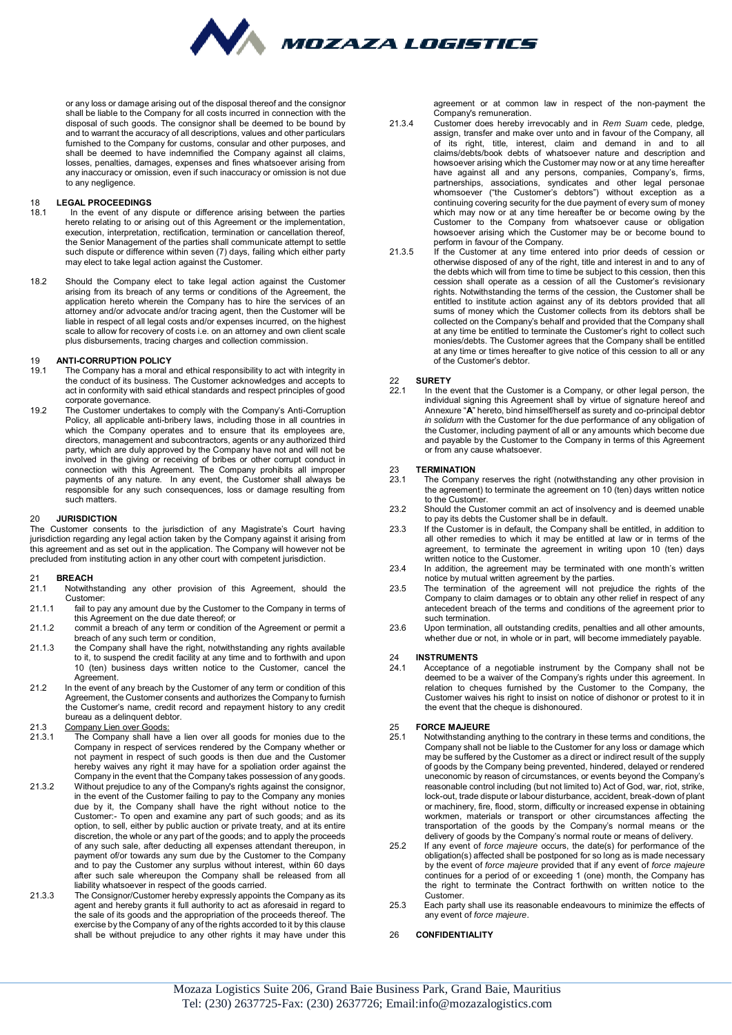or any loss or damage arising out of the disposal thereof and the consignor shall be liable to the Company for all costs incurred in connection with the disposal of such goods. The consignor shall be deemed to be bound by and to warrant the accuracy of all descriptions, values and other particulars furnished to the Company for customs, consular and other purposes, and shall be deemed to have indemnified the Company against all claims, losses, penalties, damages, expenses and fines whatsoever arising from any inaccuracy or omission, even if such inaccuracy or omission is not due to any negligence.

## 18 LEGAL PROCEEDINGS

18.1 In the event of any dispute or difference arising between the parties hereto relating to or arising out of this Agreement or the implementation, execution, interpretation, rectification, termination or cancellation thereof, the Senior Management of the parties shall communicate attempt to settle such dispute or difference within seven (7) days, failing which either party may elect to take legal action against the Customer.

18.2 Should the Company elect to take legal action against the Customer arising from its breach of any terms or conditions of the Agreement, the application hereto wherein the Company has to hire the services of an attorney and/or advocate and/or tracing agent, then the Customer will be liable in respect of all legal costs and/or expenses incurred, on the highest scale to allow for recovery of costs i.e. on an attorney and own client scale plus disbursements, tracing charges and collection commission.

## 19 ANTI-CORRUPTION POLICY

19.1 The Company has a moral and ethical responsibility to act with integrity in the conduct of its business. The Customer acknowledges and accepts to act in conformity with said ethical standards and respect principles of good corporate governance.

19.2 The Customer undertakes to comply with the Company's Anti-Corruption Policy, all applicable anti-bribery laws, including those in all countries in which the Company operates and to ensure that its employees are, directors, management and subcontractors, agents or any authorized third party, which are duly approved by the Company have not and will not be involved in the giving or receiving of bribes or other corrupt conduct in connection with this Agreement. The Company prohibits all improper payments of any nature. In any event, the Customer shall always be responsible for any such consequences, loss or damage resulting from such matters.

## 20 JURISDICTION

The Customer consents to the jurisdiction of any Magistrate's Court having jurisdiction regarding any legal action taken by the Company against it arising from this agreement and as set out in the application. The Company will however not be precluded from instituting action in any other court with competent jurisdiction.

## 21 BREACH

21.1 Notwithstanding any other provision of this Agreement, should the Customer:

21.1.1 fail to pay any amount due by the Customer to the Company in terms of this Agreement on the due date thereof; or

21.1.2 commit a breach of any term or condition of the Agreement or permit a breach of any such term or condition,

21.1.3 the Company shall have the right, notwithstanding any rights available to it, to suspend the credit facility at any time and to forthwith and upon 10 (ten) business days written notice to the Customer, cancel the Agreement.

21.2 In the event of any breach by the Customer of any term or condition of this Agreement, the Customer consents and authorizes the Company to furnish the Customer's name, credit record and repayment history to any credit bureau as a delinquent debtor.

21.3 Company Lien over Goods:

21.3.1 The Company shall have a lien over all goods for monies due to the Company in respect of services rendered by the Company whether or not payment in respect of such goods is then due and the Customer hereby waives any right it may have for a spoliation order against the Company in the event that the Company takes possession of any goods.

21.3.2 Without prejudice to any of the Company's rights against the consignor, in the event of the Customer failing to pay to the Company any monies due by it, the Company shall have the right without notice to the Customer:- To open and examine any part of such goods; and as its option, to sell, either by public auction or private treaty, and at its entire discretion, the whole or any part of the goods; and to apply the proceeds of any such sale, after deducting all expenses attendant thereupon, in payment of/or towards any sum due by the Customer to the Company and to pay the Customer any surplus without interest, within 60 days after such sale whereupon the Company shall be released from all liability whatsoever in respect of the goods carried.

21.3.3 The Consignor/Customer hereby expressly appoints the Company as its agent and hereby grants it full authority to act as aforesaid in regard to the sale of its goods and the appropriation of the proceeds thereof. The exercise by the Company of any of the rights accorded to it by this clause shall be without prejudice to any other rights it may have under this agreement or at common law in respect of the non-payment the Company's remuneration.

21.3.4 Customer does hereby irrevocably and in *Rem Suam* cede, pledge, assign, transfer and make over unto and in favour of the Company, all of its right, title, interest, claim and demand in and to all claims/debts/book debts of whatsoever nature and description and howsoever arising which the Customer may now or at any time hereafter have against all and any persons, companies, Company's, firms, partnerships, associations, syndicates and other legal personae whomsoever ("the Customer's debtors") without exception as a continuing covering security for the due payment of every sum of money which may now or at any time hereafter be or become owing by the Customer to the Company from whatsoever cause or obligation howsoever arising which the Customer may be or become bound to perform in favour of the Company.

21.3.5 If the Customer at any time entered into prior deeds of cession or otherwise disposed of any of the right, title and interest in and to any of the debts which will from time to time be subject to this cession, then this cession shall operate as a cession of all the Customer's revisionary rights. Notwithstanding the terms of the cession, the Customer shall be entitled to institute action against any of its debtors provided that all sums of money which the Customer collects from its debtors shall be collected on the Company's behalf and provided that the Company shall at any time be entitled to terminate the Customer's right to collect such monies/debts. The Customer agrees that the Company shall be entitled at any time or times hereafter to give notice of this cession to all or any of the Customer's debtor.

## 22 SURETY

22.1 In the event that the Customer is a Company, or other legal person, the individual signing this Agreement shall by virtue of signature hereof and Annexure "**A**" hereto, bind himself/herself as surety and co-principal debtor *in solidum* with the Customer for the due performance of any obligation of the Customer, including payment of all or any amounts which become due and payable by the Customer to the Company in terms of this Agreement or from any cause whatsoever.

## 23 TERMINATION

23.1 The Company reserves the right (notwithstanding any other provision in the agreement) to terminate the agreement on 10 (ten) days written notice to the Customer.

23.2 Should the Customer commit an act of insolvency and is deemed unable to pay its debts the Customer shall be in default.

23.3 If the Customer is in default, the Company shall be entitled, in addition to all other remedies to which it may be entitled at law or in terms of the agreement, to terminate the agreement in writing upon 10 (ten) days written notice to the Customer.

23.4 In addition, the agreement may be terminated with one month's written notice by mutual written agreement by the parties.

23.5 The termination of the agreement will not prejudice the rights of the Company to claim damages or to obtain any other relief in respect of any antecedent breach of the terms and conditions of the agreement prior to such termination.

23.6 Upon termination, all outstanding credits, penalties and all other amounts, whether due or not, in whole or in part, will become immediately payable.

## 24 INSTRUMENTS

24.1 Acceptance of a negotiable instrument by the Company shall not be deemed to be a waiver of the Company's rights under this agreement. In relation to cheques furnished by the Customer to the Company, the Customer waives his right to insist on notice of dishonor or protest to it in the event that the cheque is dishonoured.

## 25 FORCE MAJEURE

25.1 Notwithstanding anything to the contrary in these terms and conditions, the Company shall not be liable to the Customer for any loss or damage which may be suffered by the Customer as a direct or indirect result of the supply of goods by the Company being prevented, hindered, delayed or rendered uneconomic by reason of circumstances, or events beyond the Company's reasonable control including (but not limited to) Act of God, war, riot, strike, lock-out, trade dispute or labour disturbance, accident, break-down of plant or machinery, fire, flood, storm, difficulty or increased expense in obtaining workmen, materials or transport or other circumstances affecting the transportation of the goods by the Company's normal means or the delivery of goods by the Company's normal route or means of delivery.

25.2 If any event of *force majeure* occurs, the date(s) for performance of the obligation(s) affected shall be postponed for so long as is made necessary by the event of *force majeure* provided that if any event of *force majeure* continues for a period of or exceeding 1 (one) month, the Company has the right to terminate the Contract forthwith on written notice to the Customer.

25.3 Each party shall use its reasonable endeavours to minimize the effects of any event of *force majeure*.

## 26 CONFIDENTIALITY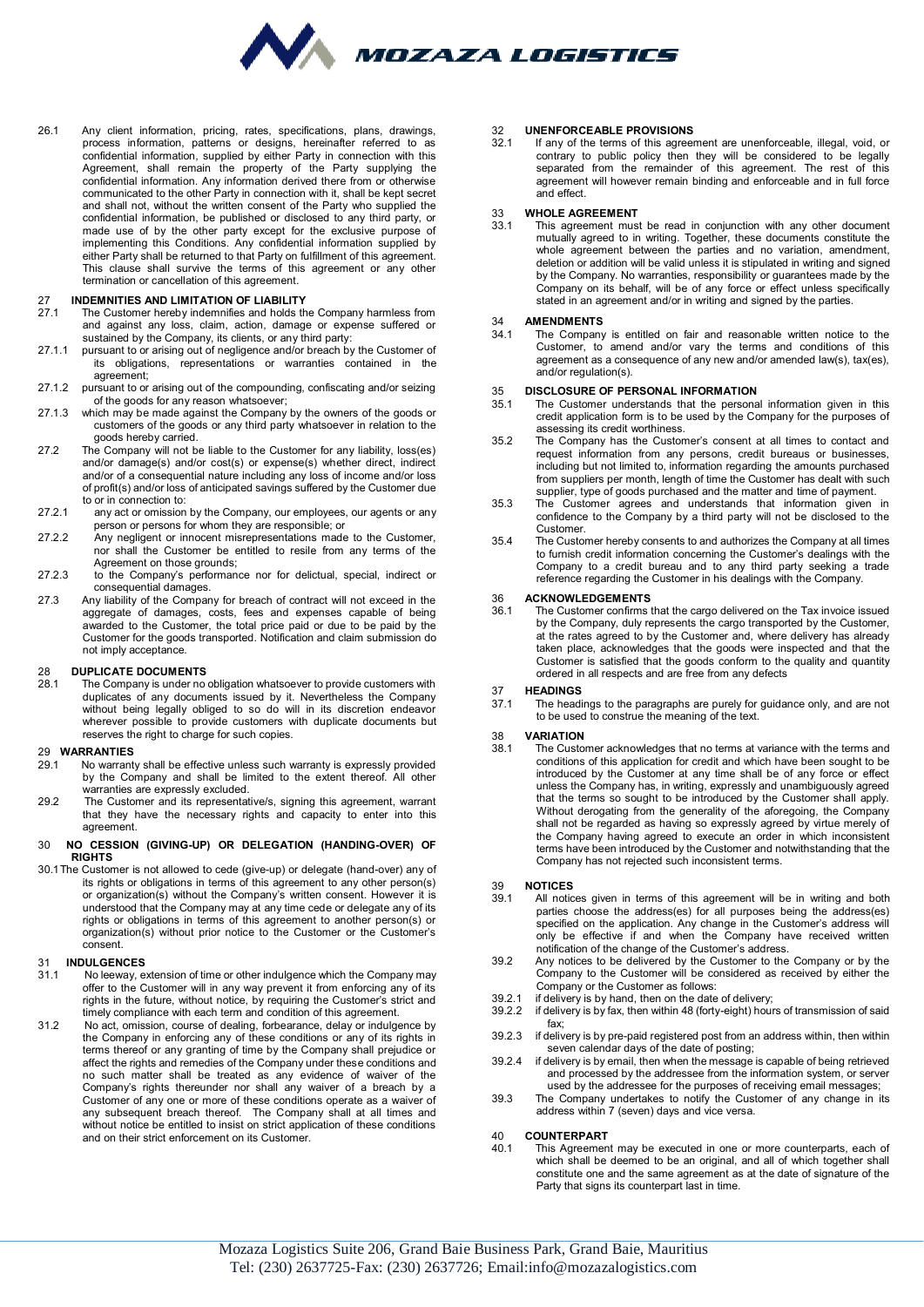26.1 Any client information, pricing, rates, specifications, plans, drawings, process information, patterns or designs, hereinafter referred to as confidential information, supplied by either Party in connection with this Agreement, shall remain the property of the Party supplying the confidential information. Any information derived there from or otherwise communicated to the other Party in connection with it, shall be kept secret and shall not, without the written consent of the Party who supplied the confidential information, be published or disclosed to any third party, or made use of by the other party except for the exclusive purpose of implementing this Conditions. Any confidential information supplied by either Party shall be returned to that Party on fulfillment of this agreement. This clause shall survive the terms of this agreement or any other termination or cancellation of this agreement.

## 27 INDEMNITIES AND LIMITATION OF LIABILITY

27.1 The Customer hereby indemnifies and holds the Company harmless from and against any loss, claim, action, damage or expense suffered or sustained by the Company, its clients, or any third party:

27.1.1 pursuant to or arising out of negligence and/or breach by the Customer of its obligations, representations or warranties contained in the agreement;

27.1.2 pursuant to or arising out of the compounding, confiscating and/or seizing of the goods for any reason whatsoever;

27.1.3 which may be made against the Company by the owners of the goods or customers of the goods or any third party whatsoever in relation to the goods hereby carried.

27.2 The Company will not be liable to the Customer for any liability, loss(es) and/or damage(s) and/or cost(s) or expense(s) whether direct, indirect and/or of a consequential nature including any loss of income and/or loss of profit(s) and/or loss of anticipated savings suffered by the Customer due to or in connection to:

27.2.1 any act or omission by the Company, our employees, our agents or any person or persons for whom they are responsible; or

27.2.2 Any negligent or innocent misrepresentations made to the Customer, nor shall the Customer be entitled to resile from any terms of the Agreement on those grounds;

27.2.3 to the Company's performance nor for delictual, special, indirect or consequential damages.

27.3 Any liability of the Company for breach of contract will not exceed in the aggregate of damages, costs, fees and expenses capable of being awarded to the Customer, the total price paid or due to be paid by the Customer for the goods transported. Notification and claim submission do not imply acceptance.

## 28 DUPLICATE DOCUMENTS

28.1 The Company is under no obligation whatsoever to provide customers with duplicates of any documents issued by it. Nevertheless the Company without being legally obliged to so do will in its discretion endeavor wherever possible to provide customers with duplicate documents but reserves the right to charge for such copies.

## 29 WARRANTIES

29.1 No warranty shall be effective unless such warranty is expressly provided by the Company and shall be limited to the extent thereof. All other warranties are expressly excluded.

29.2 The Customer and its representative/s, signing this agreement, warrant that they have the necessary rights and capacity to enter into this agreement.

## 30 NO CESSION (GIVING-UP) OR DELEGATION (HANDING-OVER) OF RIGHTS

30.1 The Customer is not allowed to cede (give-up) or delegate (hand-over) any of its rights or obligations in terms of this agreement to any other person(s) or organization(s) without the Company's written consent. However it is understood that the Company may at any time cede or delegate any of its rights or obligations in terms of this agreement to another person(s) or organization(s) without prior notice to the Customer or the Customer's consent.

## 31 INDULGENCES

31.1 No leeway, extension of time or other indulgence which the Company may offer to the Customer will in any way prevent it from enforcing any of its rights in the future, without notice, by requiring the Customer's strict and timely compliance with each term and condition of this agreement.

31.2 No act, omission, course of dealing, forbearance, delay or indulgence by the Company in enforcing any of these conditions or any of its rights in terms thereof or any granting of time by the Company shall prejudice or affect the rights and remedies of the Company under these conditions and no such matter shall be treated as any evidence of waiver of the Company's rights thereunder nor shall any waiver of a breach by a Customer of any one or more of these conditions operate as a waiver of any subsequent breach thereof. The Company shall at all times and without notice be entitled to insist on strict application of these conditions and on their strict enforcement on its Customer.

## 32 UNENFORCEABLE PROVISIONS

32.1 If any of the terms of this agreement are unenforceable, illegal, void, or contrary to public policy then they will be considered to be legally separated from the remainder of this agreement. The rest of this agreement will however remain binding and enforceable and in full force and effect.

## 33 WHOLE AGREEMENT

33.1 This agreement must be read in conjunction with any other document mutually agreed to in writing. Together, these documents constitute the whole agreement between the parties and no variation, amendment, deletion or addition will be valid unless it is stipulated in writing and signed by the Company. No warranties, responsibility or guarantees made by the Company on its behalf, will be of any force or effect unless specifically stated in an agreement and/or in writing and signed by the parties.

## 34 AMENDMENTS

34.1 The Company is entitled on fair and reasonable written notice to the Customer, to amend and/or vary the terms and conditions of this agreement as a consequence of any new and/or amended law(s), tax(es), and/or regulation(s).

## 35 DISCLOSURE OF PERSONAL INFORMATION

35.1 The Customer understands that the personal information given in this credit application form is to be used by the Company for the purposes of assessing its credit worthiness.

35.2 The Company has the Customer's consent at all times to contact and request information from any persons, credit bureaus or businesses, including but not limited to, information regarding the amounts purchased from suppliers per month, length of time the Customer has dealt with such supplier, type of goods purchased and the matter and time of payment.

35.3 The Customer agrees and understands that information given in confidence to the Company by a third party will not be disclosed to the Customer.

35.4 The Customer hereby consents to and authorizes the Company at all times to furnish credit information concerning the Customer's dealings with the Company to a credit bureau and to any third party seeking a trade reference regarding the Customer in his dealings with the Company.

## 36 ACKNOWLEDGEMENTS

36.1 The Customer confirms that the cargo delivered on the Tax invoice issued by the Company, duly represents the cargo transported by the Customer, at the rates agreed to by the Customer and, where delivery has already taken place, acknowledges that the goods were inspected and that the Customer is satisfied that the goods conform to the quality and quantity ordered in all respects and are free from any defects

## 37 HEADINGS

37.1 The headings to the paragraphs are purely for guidance only, and are not to be used to construe the meaning of the text.

## 38 VARIATION

38.1 The Customer acknowledges that no terms at variance with the terms and conditions of this application for credit and which have been sought to be introduced by the Customer at any time shall be of any force or effect unless the Company has, in writing, expressly and unambiguously agreed that the terms so sought to be introduced by the Customer shall apply. Without derogating from the generality of the aforegoing, the Company shall not be regarded as having so expressly agreed by virtue merely of the Company having agreed to execute an order in which inconsistent terms have been introduced by the Customer and notwithstanding that the Company has not rejected such inconsistent terms.

## 39 NOTICES

39.1 All notices given in terms of this agreement will be in writing and both parties choose the address(es) for all purposes being the address(es) specified on the application. Any change in the Customer's address will only be effective if and when the Company have received written notification of the change of the Customer's address.

39.2 Any notices to be delivered by the Customer to the Company or by the Company to the Customer will be considered as received by either the Company or the Customer as follows:

39.2.1 if delivery is by hand, then on the date of delivery;

39.2.2 if delivery is by fax, then within 48 (forty-eight) hours of transmission of said fax;

39.2.3 if delivery is by pre-paid registered post from an address within, then within seven calendar days of the date of posting;

39.2.4 if delivery is by email, then when the message is capable of being retrieved and processed by the addressee from the information system, or server used by the addressee for the purposes of receiving email messages;

39.3 The Company undertakes to notify the Customer of any change in its address within 7 (seven) days and vice versa.

## 40 COUNTERPART

40.1 This Agreement may be executed in one or more counterparts, each of which shall be deemed to be an original, and all of which together shall constitute one and the same agreement as at the date of signature of the Party that signs its counterpart last in time.